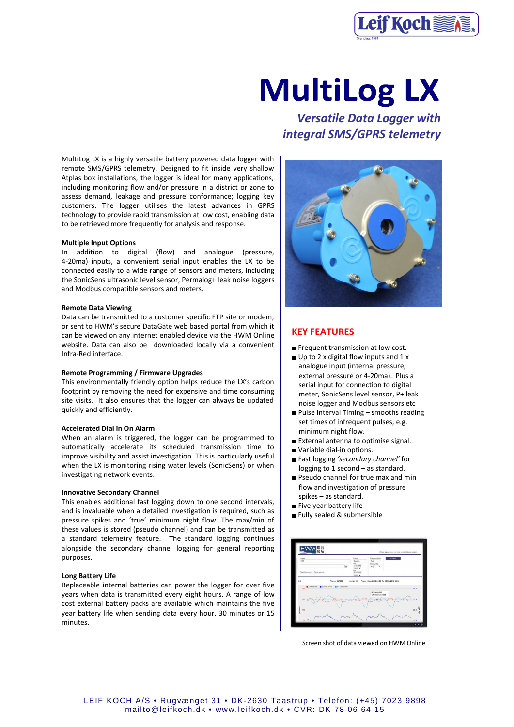# MultiLog LX

## *Versatile Data Logger with integral SMS/GPRS telemetry*

MultiLog LX is a highly versatile battery powered data logger with remote SMS/GPRS telemetry. Designed to fit inside very shallow Atplas box installations, the logger is ideal for many applications, including monitoring flow and/or pressure in a district or zone to assess demand, leakage and pressure conformance; logging key customers. The logger utilises the latest advances in GPRS technology to provide rapid transmission at low cost, enabling data to be retrieved more frequently for analysis and response.

**Multiple Input Options**

In addition to digital (flow) and analogue (pressure, 4-20ma) inputs, a convenient serial input enables the LX to be connected easily to a wide range of sensors and meters, including the SonicSens ultrasonic level sensor, Permalog+ leak noise loggers and Modbus compatible sensors and meters.

**Remote Data Viewing**

Data can be transmitted to a customer specific FTP site or modem, or sent to HWM's secure DataGate web based portal from which it can be viewed on any internet enabled device via the HWM Online website. Data can also be downloaded locally via a convenient Infra-Red interface.

**Remote Programming / Firmware Upgrades**

This environmentally friendly option helps reduce the LX's carbon footprint by removing the need for expensive and time consuming site visits. It also ensures that the logger can always be updated quickly and efficiently.

**Accelerated Dial in On Alarm**

When an alarm is triggered, the logger can be programmed to automatically accelerate its scheduled transmission time to improve visibility and assist investigation. This is particularly useful when the LX is monitoring rising water levels (SonicSens) or when investigating network events.

**Innovative Secondary Channel**

This enables additional fast logging down to one second intervals, and is invaluable when a detailed investigation is required, such as pressure spikes and 'true' minimum night flow. The max/min of these values is stored (pseudo channel) and can be transmitted as a standard telemetry feature. The standard logging continues alongside the secondary channel logging for general reporting purposes.

**Long Battery Life**

Replaceable internal batteries can power the logger for over five years when data is transmitted every eight hours. A range of low cost external battery packs are available which maintains the five year battery life when sending data every hour, 30 minutes or 15 minutes.

## KEY FEATURES

- Frequent transmission at low cost.
- Up to 2 x digital flow inputs and 1 x analogue input (internal pressure, external pressure or 4-20ma). Plus a serial input for connection to digital meter, SonicSens level sensor, P+ leak noise logger and Modbus sensors etc
- Pulse Interval Timing – smooths reading set times of infrequent pulses, e.g. minimum night flow.
- External antenna to optimise signal.
- Variable dial-in options.
- Fast logging *'secondary channel'* for logging to 1 second – as standard.
- Pseudo channel for true max and min flow and investigation of pressure spikes – as standard.
- Five year battery life
- Fully sealed & submersible

Screen shot of data viewed on HWM Online

LEIF KOCH A/S • Rugvænget 31 • DK-2630 Taastrup • Telefon: (+45) 7023 9898
mailto@leifkoch.dk • www.leifkoch.dk • CVR: DK 78 06 64 15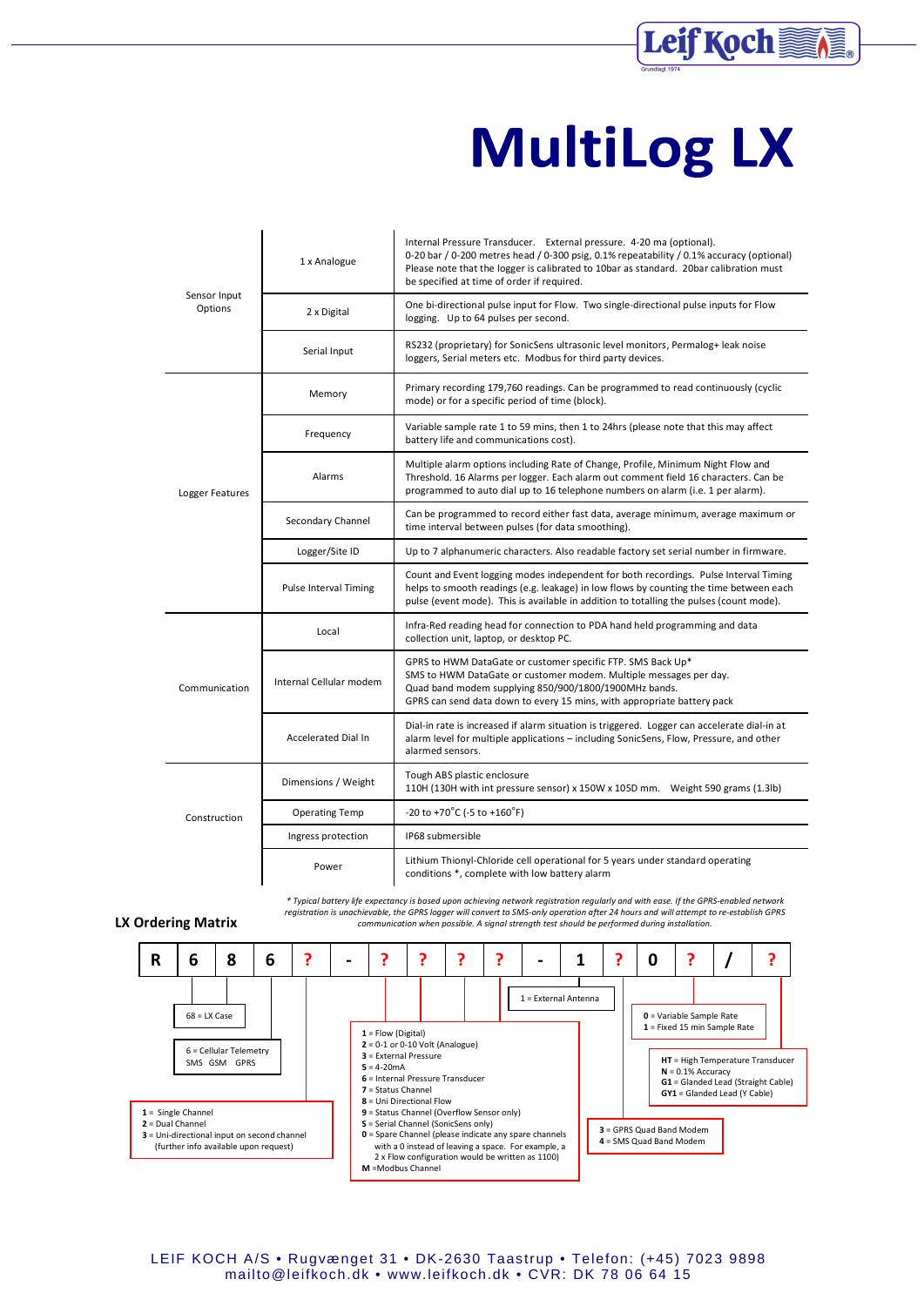# MultiLog LX

| | | |
|---|---|---|
| Sensor Input Options | 1 x Analogue | Internal Pressure Transducer. External pressure. 4-20 ma (optional). 0-20 bar / 0-200 metres head / 0-300 psig, 0.1% repeatability / 0.1% accuracy (optional) Please note that the logger is calibrated to 10bar as standard. 20bar calibration must be specified at time of order if required. |
| | 2 x Digital | One bi-directional pulse input for Flow. Two single-directional pulse inputs for Flow logging. Up to 64 pulses per second. |
| | Serial Input | RS232 (proprietary) for SonicSens ultrasonic level monitors, Permalog+ leak noise loggers, Serial meters etc. Modbus for third party devices. |
| Logger Features | Memory | Primary recording 179,760 readings. Can be programmed to read continuously (cyclic mode) or for a specific period of time (block). |
| | Frequency | Variable sample rate 1 to 59 mins, then 1 to 24hrs (please note that this may affect battery life and communications cost). |
| | Alarms | Multiple alarm options including Rate of Change, Profile, Minimum Night Flow and Threshold. 16 Alarms per logger. Each alarm out comment field 16 characters. Can be programmed to auto dial up to 16 telephone numbers on alarm (i.e. 1 per alarm). |
| | Secondary Channel | Can be programmed to record either fast data, average minimum, average maximum or time interval between pulses (for data smoothing). |
| | Logger/Site ID | Up to 7 alphanumeric characters. Also readable factory set serial number in firmware. |
| | Pulse Interval Timing | Count and Event logging modes independent for both recordings. Pulse Interval Timing helps to smooth readings (e.g. leakage) in low flows by counting the time between each pulse (event mode). This is available in addition to totalling the pulses (count mode). |
| Communication | Local | Infra-Red reading head for connection to PDA hand held programming and data collection unit, laptop, or desktop PC. |
| | Internal Cellular modem | GPRS to HWM DataGate or customer specific FTP. SMS Back Up* SMS to HWM DataGate or customer modem. Multiple messages per day. Quad band modem supplying 850/900/1800/1900MHz bands. GPRS can send data down to every 15 mins, with appropriate battery pack |
| | Accelerated Dial In | Dial-in rate is increased if alarm situation is triggered. Logger can accelerate dial-in at alarm level for multiple applications – including SonicSens, Flow, Pressure, and other alarmed sensors. |
| Construction | Dimensions / Weight | Tough ABS plastic enclosure 110H (130H with int pressure sensor) x 150W x 105D mm. Weight 590 grams (1.3lb) |
| | Operating Temp | -20 to +70˚C (-5 to +160˚F) |
| | Ingress protection | IP68 submersible |
| | Power | Lithium Thionyl-Chloride cell operational for 5 years under standard operating conditions *, complete with low battery alarm |

*\* Typical battery life expectancy is based upon achieving network registration regularly and with ease. If the GPRS-enabled network registration is unachievable, the GPRS logger will convert to SMS-only operation after 24 hours and will attempt to re-establish GPRS communication when possible. A signal strength test should be performed during installation.*

## LX Ordering Matrix

| | | | | | | | | | | | | | | | | |
|---|---|---|---|---|---|---|---|---|---|---|---|---|---|---|---|---|
| R | 6 | 8 | 6 | ? | - | ? | ? | ? | ? | - | 1 | ? | 0 | ? | / | ? |

68 = LX Case

6 = Cellular Telemetry
SMS GSM GPRS

- **1** = Single Channel
- **2** = Dual Channel
- **3** = Uni-directional input on second channel (further info available upon request)

- **1** = Flow (Digital)
- **2** = 0-1 or 0-10 Volt (Analogue)
- **3** = External Pressure
- **5** = 4-20mA
- **6** = Internal Pressure Transducer
- **7** = Status Channel
- **8** = Uni Directional Flow
- **9** = Status Channel (Overflow Sensor only)
- **S** = Serial Channel (SonicSens only)
- **0** = Spare Channel (please indicate any spare channels with a 0 instead of leaving a space. For example, a 2 x Flow configuration would be written as 1100)
- **M** =Modbus Channel

1 = External Antenna

- **3** = GPRS Quad Band Modem
- **4** = SMS Quad Band Modem

- **0** = Variable Sample Rate
- **1** = Fixed 15 min Sample Rate

- **HT** = High Temperature Transducer
- **N** = 0.1% Accuracy
- **G1** = Glanded Lead (Straight Cable)
- **GY1** = Glanded Lead (Y Cable)

LEIF KOCH A/S • Rugvænget 31 • DK-2630 Taastrup • Telefon: (+45) 7023 9898
mailto@leifkoch.dk • www.leifkoch.dk • CVR: DK 78 06 64 15